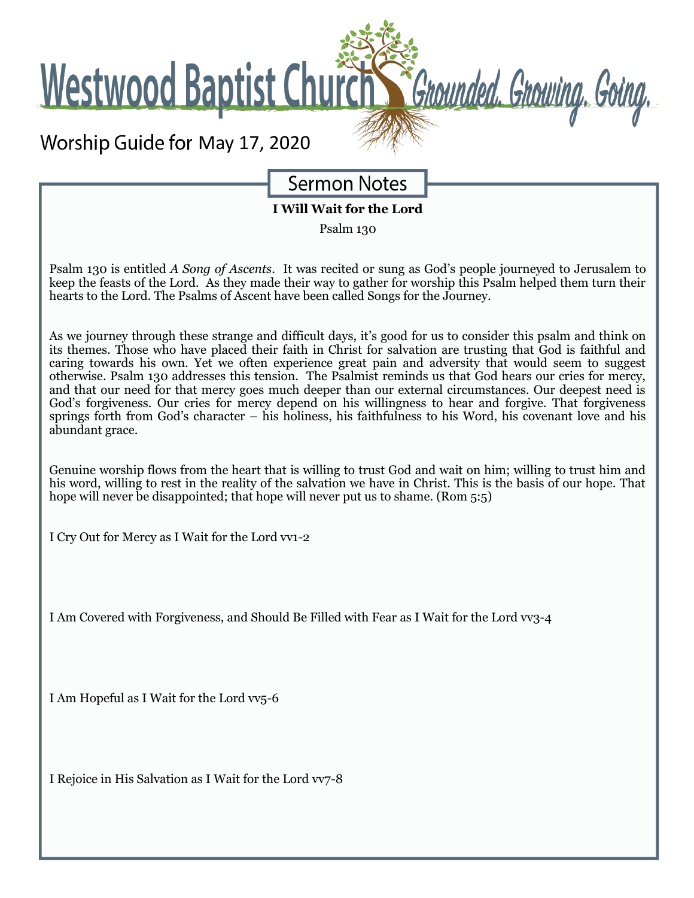# Westwood Baptist Church

*Grounded. Growing. Going.*

Worship Guide for May 17, 2020

## Sermon Notes

**I Will Wait for the Lord**

Psalm 130

Psalm 130 is entitled *A Song of Ascents*. It was recited or sung as God's people journeyed to Jerusalem to keep the feasts of the Lord. As they made their way to gather for worship this Psalm helped them turn their hearts to the Lord. The Psalms of Ascent have been called Songs for the Journey.

As we journey through these strange and difficult days, it's good for us to consider this psalm and think on its themes. Those who have placed their faith in Christ for salvation are trusting that God is faithful and caring towards his own. Yet we often experience great pain and adversity that would seem to suggest otherwise. Psalm 130 addresses this tension. The Psalmist reminds us that God hears our cries for mercy, and that our need for that mercy goes much deeper than our external circumstances. Our deepest need is God's forgiveness. Our cries for mercy depend on his willingness to hear and forgive. That forgiveness springs forth from God's character – his holiness, his faithfulness to his Word, his covenant love and his abundant grace.

Genuine worship flows from the heart that is willing to trust God and wait on him; willing to trust him and his word, willing to rest in the reality of the salvation we have in Christ. This is the basis of our hope. That hope will never be disappointed; that hope will never put us to shame. (Rom 5:5)

I Cry Out for Mercy as I Wait for the Lord vv1-2

I Am Covered with Forgiveness, and Should Be Filled with Fear as I Wait for the Lord vv3-4

I Am Hopeful as I Wait for the Lord vv5-6

I Rejoice in His Salvation as I Wait for the Lord vv7-8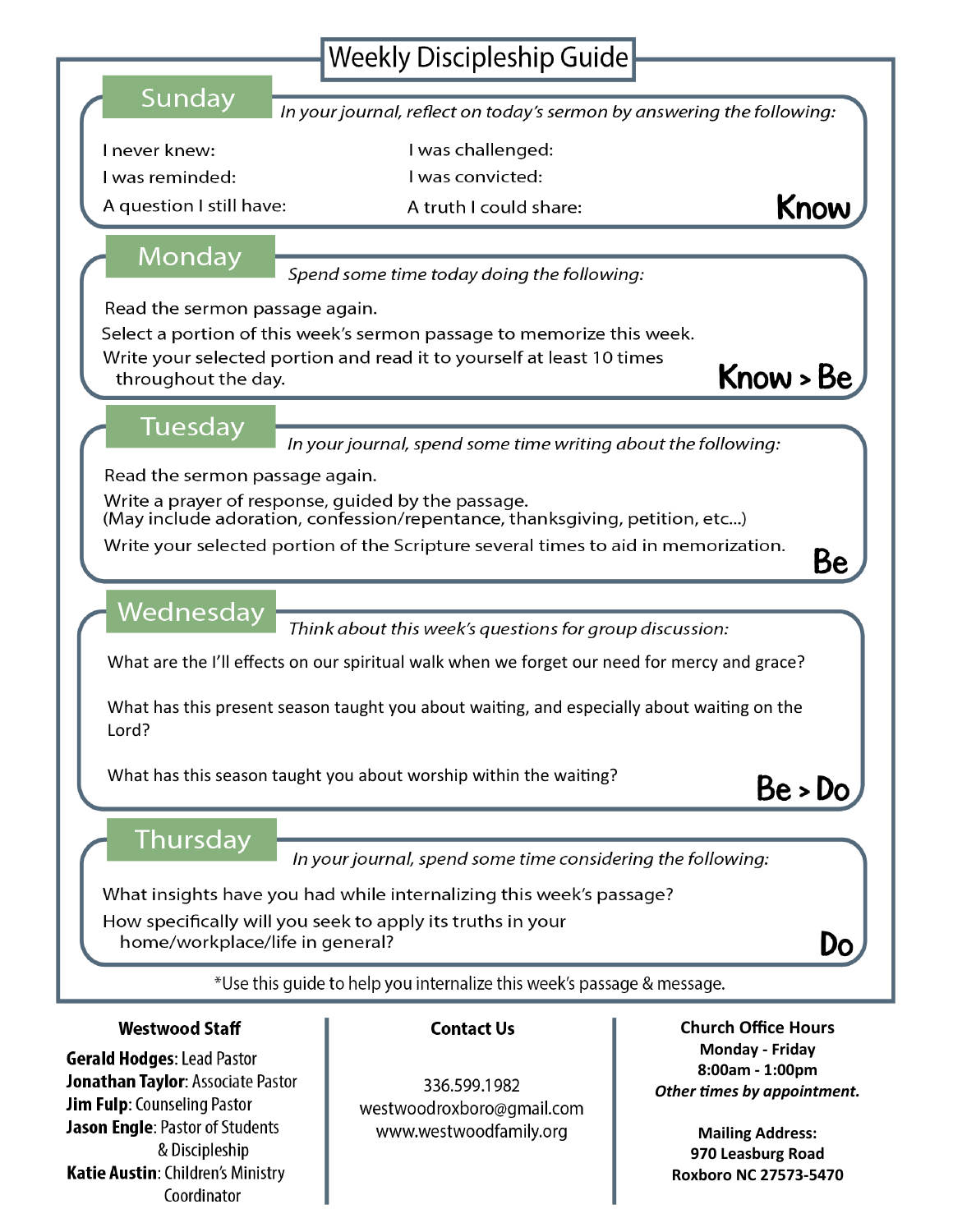# Weekly Discipleship Guide

## Sunday

*In your journal, reflect on today's sermon by answering the following:*

I never knew:

I was challenged:

I was reminded:

I was convicted:

A question I still have:

A truth I could share:

**Know**

## Monday

*Spend some time today doing the following:*

Read the sermon passage again.

Select a portion of this week's sermon passage to memorize this week.

Write your selected portion and read it to yourself at least 10 times throughout the day.

**Know > Be**

## Tuesday

*In your journal, spend some time writing about the following:*

Read the sermon passage again.

Write a prayer of response, guided by the passage.
(May include adoration, confession/repentance, thanksgiving, petition, etc...)

Write your selected portion of the Scripture several times to aid in memorization.

**Be**

## Wednesday

*Think about this week's questions for group discussion:*

What are the I'll effects on our spiritual walk when we forget our need for mercy and grace?

What has this present season taught you about waiting, and especially about waiting on the Lord?

What has this season taught you about worship within the waiting?

**Be > Do**

## Thursday

*In your journal, spend some time considering the following:*

What insights have you had while internalizing this week's passage?

How specifically will you seek to apply its truths in your home/workplace/life in general?

**Do**

*Use this guide to help you internalize this week's passage & message.

### Westwood Staff

**Gerald Hodges**: Lead Pastor
**Jonathan Taylor**: Associate Pastor
**Jim Fulp**: Counseling Pastor
**Jason Engle**: Pastor of Students & Discipleship
**Katie Austin**: Children's Ministry Coordinator

### Contact Us

336.599.1982
westwoodroxboro@gmail.com
www.westwoodfamily.org

### Church Office Hours

**Monday - Friday**
**8:00am - 1:00pm**
***Other times by appointment.***

**Mailing Address:**
**970 Leasburg Road**
**Roxboro NC 27573-5470**